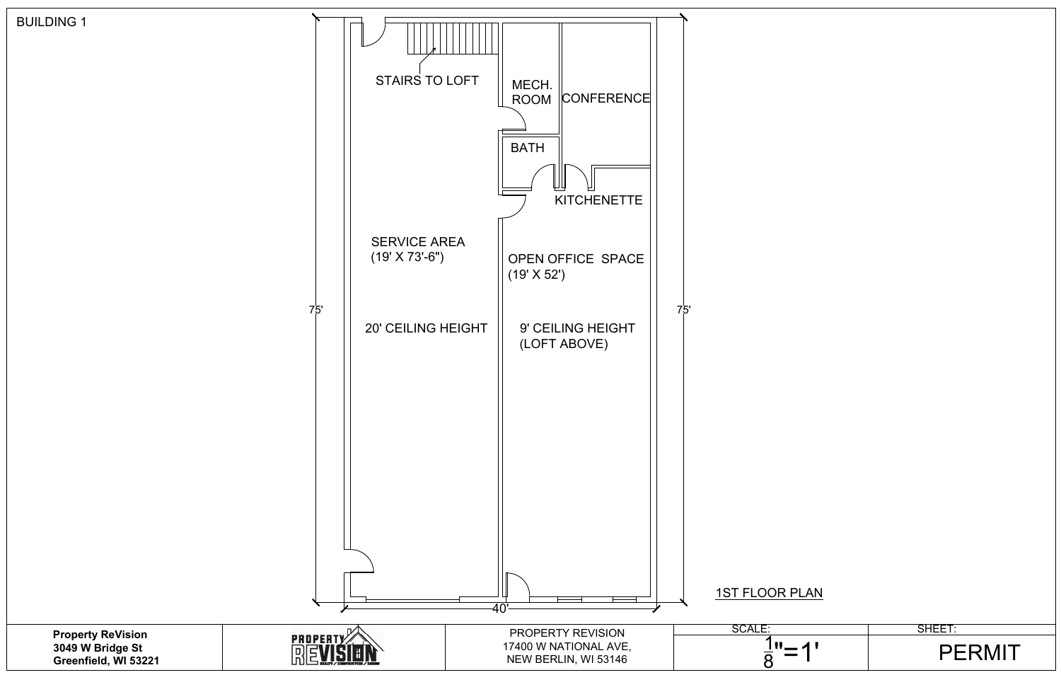BUILDING 1

STAIRS TO LOFT

MECH. ROOM

CONFERENCE

BATH

KITCHENETTE

SERVICE AREA (19' X 73'-6")

20' CEILING HEIGHT

OPEN OFFICE SPACE (19' X 52')

9' CEILING HEIGHT (LOFT ABOVE)

75'

75'

40'

1ST FLOOR PLAN

| Property ReVision 3049 W Bridge St Greenfield, WI 53221 | PROPERTY REVISION | PROPERTY REVISION 17400 W NATIONAL AVE, NEW BERLIN, WI 53146 | SCALE: $\frac{1}{8}$"=1' | SHEET: PERMIT |
|---|---|---|---|---|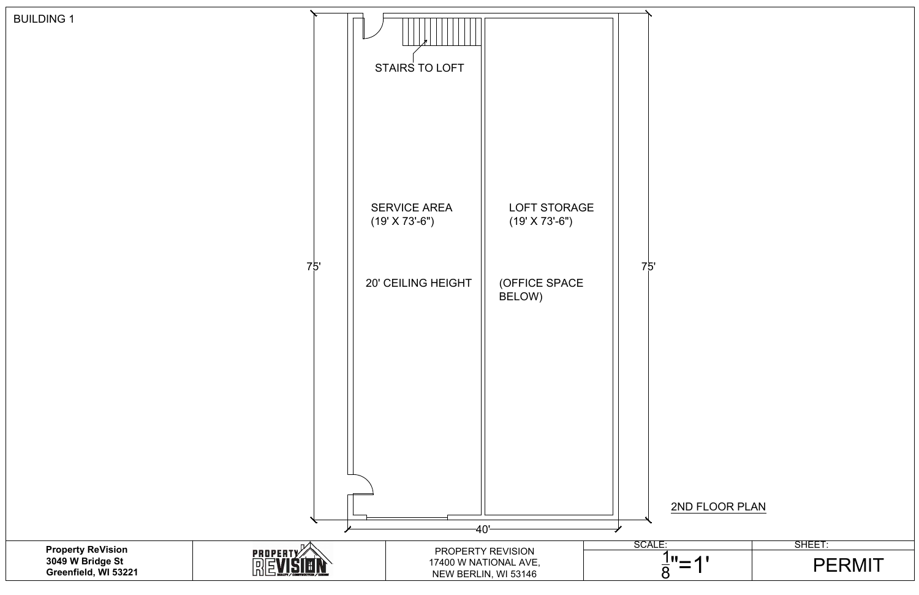BUILDING 1

STAIRS TO LOFT

SERVICE AREA
(19' X 73'-6")

20' CEILING HEIGHT

LOFT STORAGE
(19' X 73'-6")

(OFFICE SPACE BELOW)

75'

75'

40'

2ND FLOOR PLAN

| Property ReVision<br>3049 W Bridge St<br>Greenfield, WI 53221 | PROPERTY REVISION | PROPERTY REVISION<br>17400 W NATIONAL AVE,<br>NEW BERLIN, WI 53146 | SCALE:<br>$\frac{1}{8}$"=1' | SHEET:<br>PERMIT |
|---|---|---|---|---|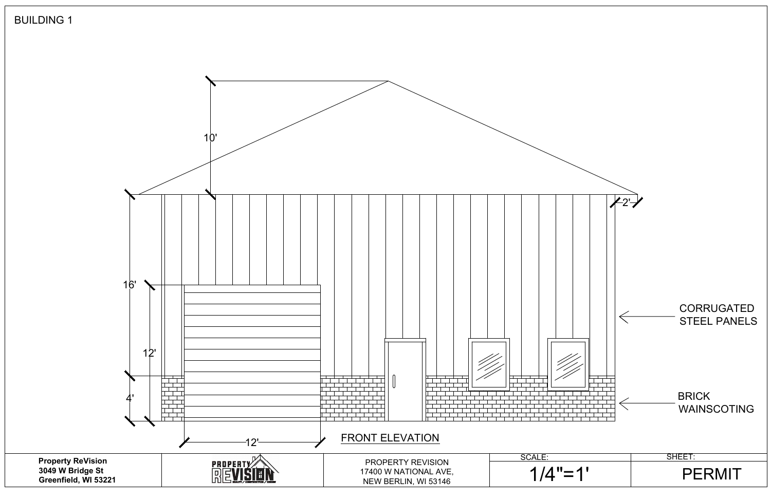BUILDING 1

10'

2'

16'

12'

4'

12'

CORRUGATED STEEL PANELS

BRICK WAINSCOTING

FRONT ELEVATION

| **Property ReVision**<br>**3049 W Bridge St**<br>**Greenfield, WI 53221** | PROPERTY REVISION | PROPERTY REVISION<br>17400 W NATIONAL AVE,<br>NEW BERLIN, WI 53146 | SCALE:<br>1/4"=1' | SHEET:<br>PERMIT |
| --- | --- | --- | --- | --- |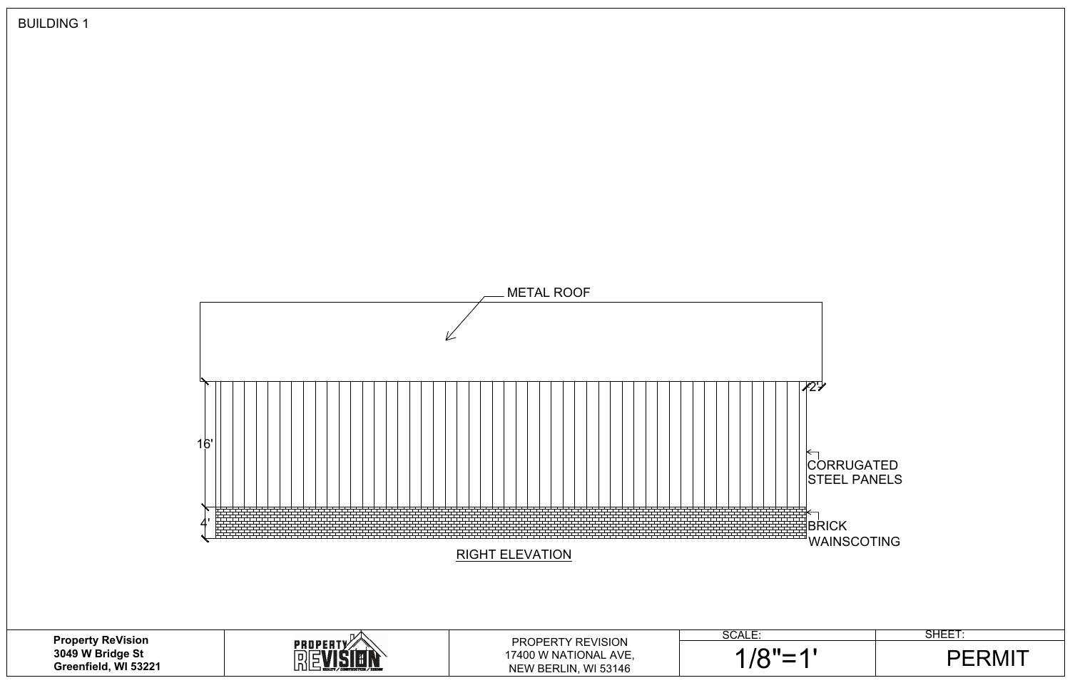BUILDING 1

METAL ROOF

2'

16'

CORRUGATED STEEL PANELS

4'

BRICK WAINSCOTING

RIGHT ELEVATION

| Property ReVision<br>3049 W Bridge St<br>Greenfield, WI 53221 | | PROPERTY REVISION<br>17400 W NATIONAL AVE,<br>NEW BERLIN, WI 53146 | SCALE:<br>1/8"=1' | SHEET:<br>PERMIT |
|---|---|---|---|---|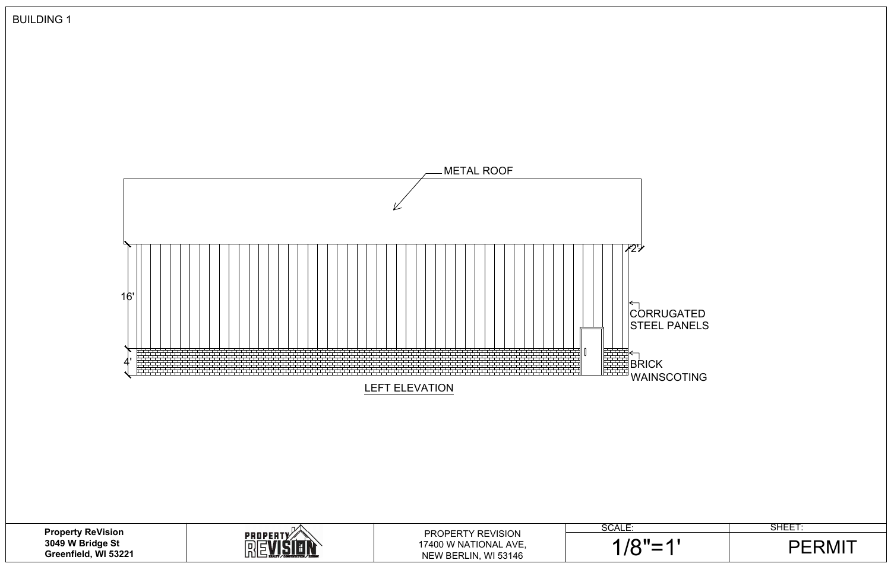BUILDING 1

METAL ROOF

2'

16'

CORRUGATED STEEL PANELS

4'

BRICK WAINSCOTING

LEFT ELEVATION

| **Property ReVision**<br>**3049 W Bridge St**<br>**Greenfield, WI 53221** | PROPERTY REVISION | PROPERTY REVISION<br>17400 W NATIONAL AVE,<br>NEW BERLIN, WI 53146 | SCALE:<br>1/8"=1' | SHEET:<br>PERMIT |
| --- | --- | --- | --- | --- |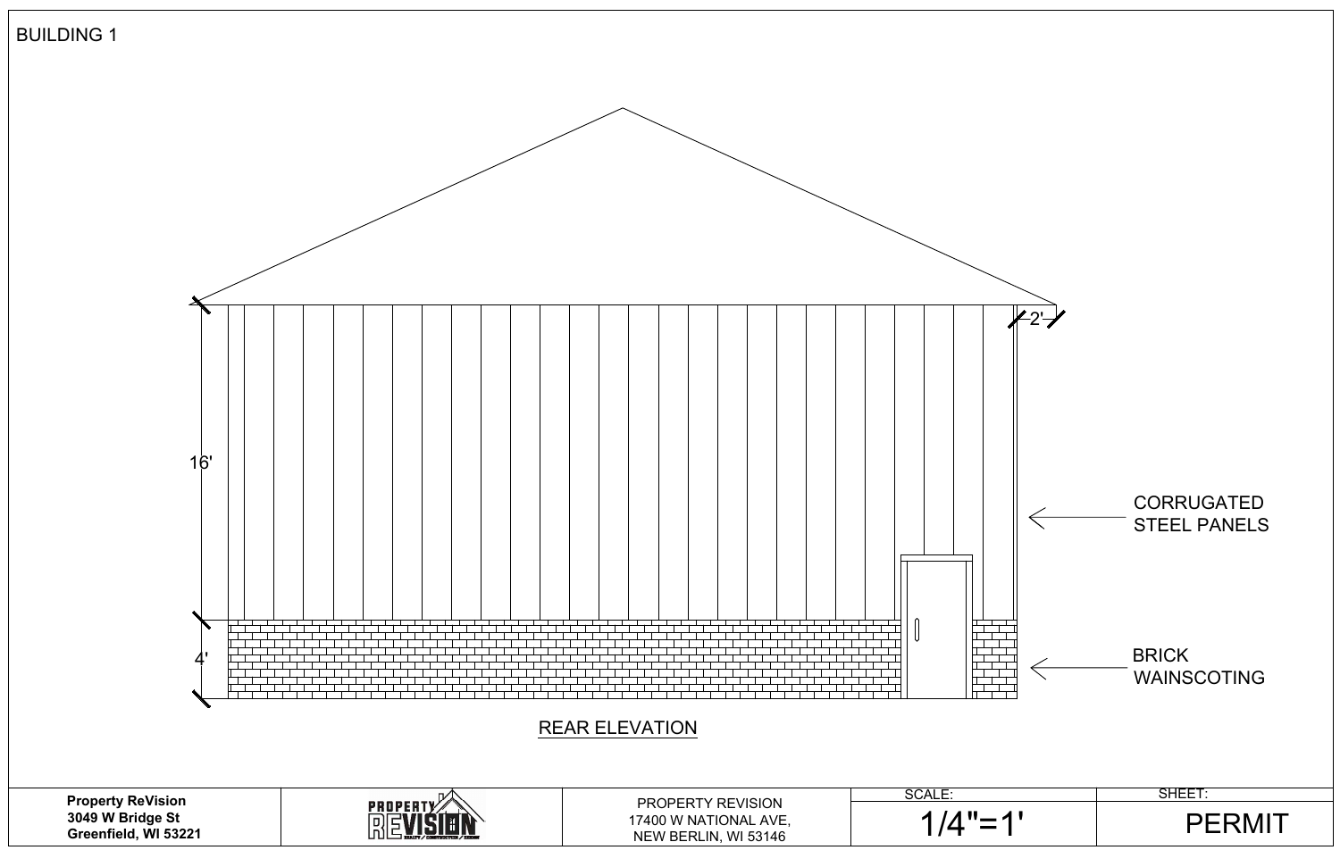BUILDING 1

2'

16'

CORRUGATED STEEL PANELS

4'

BRICK WAINSCOTING

REAR ELEVATION

| | | | | |
|---|---|---|---|---|
| **Property ReVision**<br>**3049 W Bridge St**<br>**Greenfield, WI 53221** | PROPERTY REVISION | PROPERTY REVISION<br>17400 W NATIONAL AVE,<br>NEW BERLIN, WI 53146 | SCALE:<br>1/4"=1' | SHEET:<br>PERMIT |